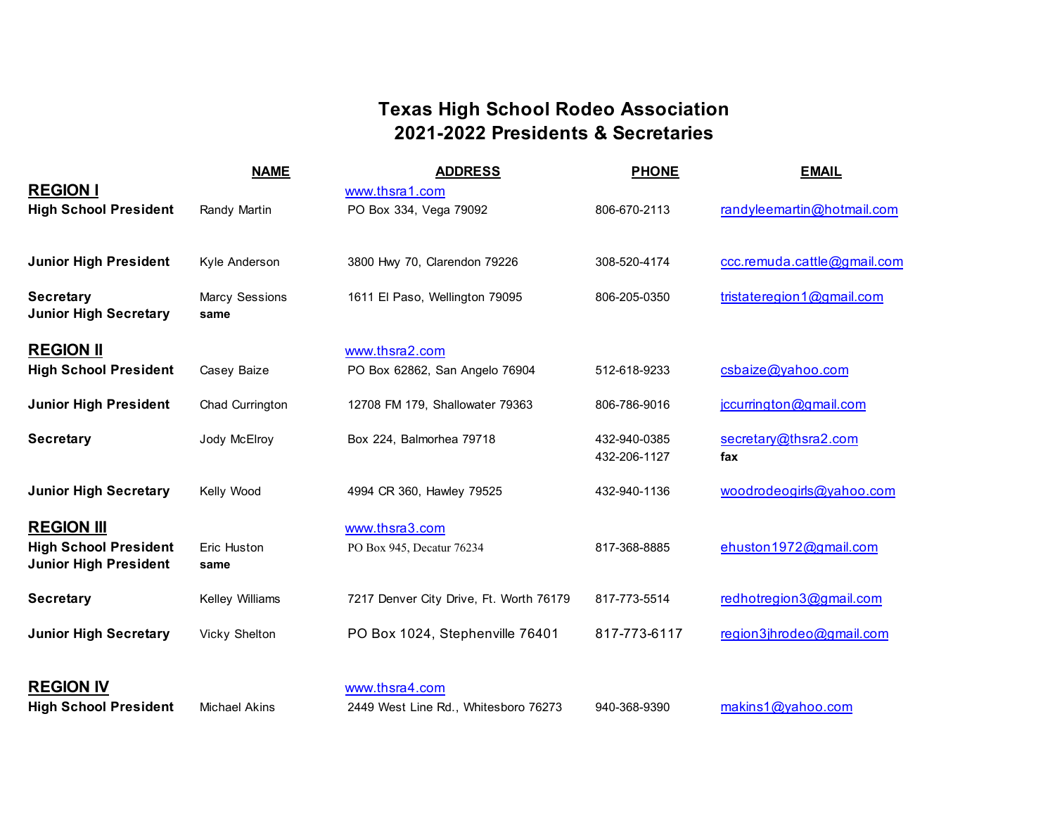# Texas High School Rodeo Association
## 2021-2022 Presidents & Secretaries

| | NAME | ADDRESS | PHONE | EMAIL |
|---|---|---|---|---|
| **REGION I** | | www.thsra1.com | | |
| **High School President** | Randy Martin | PO Box 334, Vega 79092 | 806-670-2113 | randyleemartin@hotmail.com |
| **Junior High President** | Kyle Anderson | 3800 Hwy 70, Clarendon 79226 | 308-520-4174 | ccc.remuda.cattle@gmail.com |
| **Secretary** | Marcy Sessions | 1611 El Paso, Wellington 79095 | 806-205-0350 | tristateregion1@gmail.com |
| **Junior High Secretary** | **same** | | | |
| **REGION II** | | www.thsra2.com | | |
| **High School President** | Casey Baize | PO Box 62862, San Angelo 76904 | 512-618-9233 | csbaize@yahoo.com |
| **Junior High President** | Chad Currington | 12708 FM 179, Shallowater 79363 | 806-786-9016 | jccurrington@gmail.com |
| **Secretary** | Jody McElroy | Box 224, Balmorhea 79718 | 432-940-0385 | secretary@thsra2.com |
| | | | 432-206-1127 | **fax** |
| **Junior High Secretary** | Kelly Wood | 4994 CR 360, Hawley 79525 | 432-940-1136 | woodrodeogirls@yahoo.com |
| **REGION III** | | www.thsra3.com | | |
| **High School President** | Eric Huston | PO Box 945, Decatur 76234 | 817-368-8885 | ehuston1972@gmail.com |
| **Junior High President** | **same** | | | |
| **Secretary** | Kelley Williams | 7217 Denver City Drive, Ft. Worth 76179 | 817-773-5514 | redhotregion3@gmail.com |
| **Junior High Secretary** | Vicky Shelton | PO Box 1024, Stephenville 76401 | 817-773-6117 | region3jhrodeo@gmail.com |
| **REGION IV** | | www.thsra4.com | | |
| **High School President** | Michael Akins | 2449 West Line Rd., Whitesboro 76273 | 940-368-9390 | makins1@yahoo.com |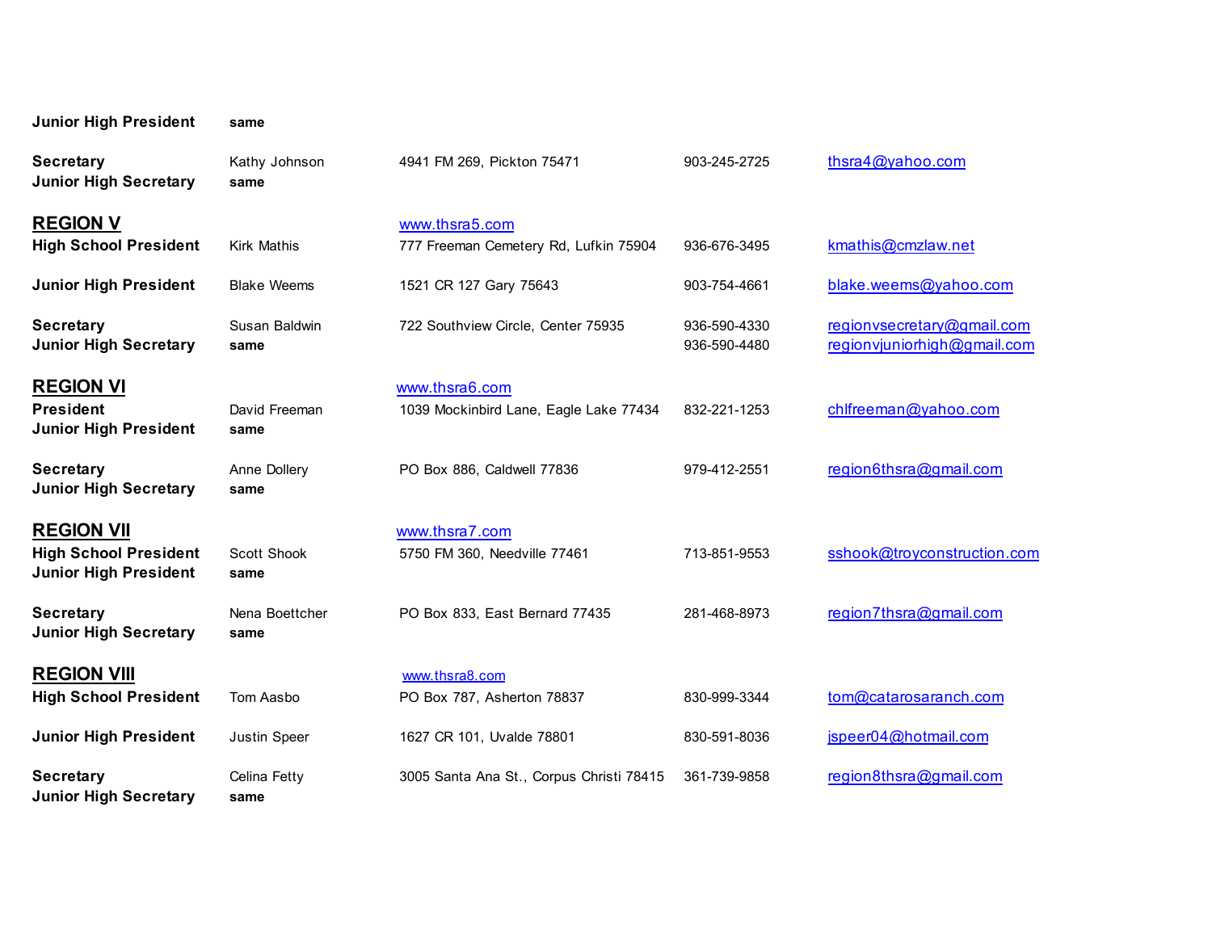| | | | | |
|---|---|---|---|---|
| **Junior High President** | **same** | | | |
| **Secretary** | Kathy Johnson | 4941 FM 269, Pickton 75471 | 903-245-2725 | thsra4@yahoo.com |
| **Junior High Secretary** | **same** | | | |
| **REGION V** | | www.thsra5.com | | |
| **High School President** | Kirk Mathis | 777 Freeman Cemetery Rd, Lufkin 75904 | 936-676-3495 | kmathis@cmzlaw.net |
| **Junior High President** | Blake Weems | 1521 CR 127 Gary 75643 | 903-754-4661 | blake.weems@yahoo.com |
| **Secretary** | Susan Baldwin | 722 Southview Circle, Center 75935 | 936-590-4330 | regionvsecretary@gmail.com |
| **Junior High Secretary** | **same** | | 936-590-4480 | regionvjuniorhigh@gmail.com |
| **REGION VI** | | www.thsra6.com | | |
| **President** | David Freeman | 1039 Mockinbird Lane, Eagle Lake 77434 | 832-221-1253 | chlfreeman@yahoo.com |
| **Junior High President** | **same** | | | |
| **Secretary** | Anne Dollery | PO Box 886, Caldwell 77836 | 979-412-2551 | region6thsra@gmail.com |
| **Junior High Secretary** | **same** | | | |
| **REGION VII** | | www.thsra7.com | | |
| **High School President** | Scott Shook | 5750 FM 360, Needville 77461 | 713-851-9553 | sshook@troyconstruction.com |
| **Junior High President** | **same** | | | |
| **Secretary** | Nena Boettcher | PO Box 833, East Bernard 77435 | 281-468-8973 | region7thsra@gmail.com |
| **Junior High Secretary** | **same** | | | |
| **REGION VIII** | | www.thsra8.com | | |
| **High School President** | Tom Aasbo | PO Box 787, Asherton 78837 | 830-999-3344 | tom@catarosaranch.com |
| **Junior High President** | Justin Speer | 1627 CR 101, Uvalde 78801 | 830-591-8036 | jspeer04@hotmail.com |
| **Secretary** | Celina Fetty | 3005 Santa Ana St., Corpus Christi 78415 | 361-739-9858 | region8thsra@gmail.com |
| **Junior High Secretary** | **same** | | | |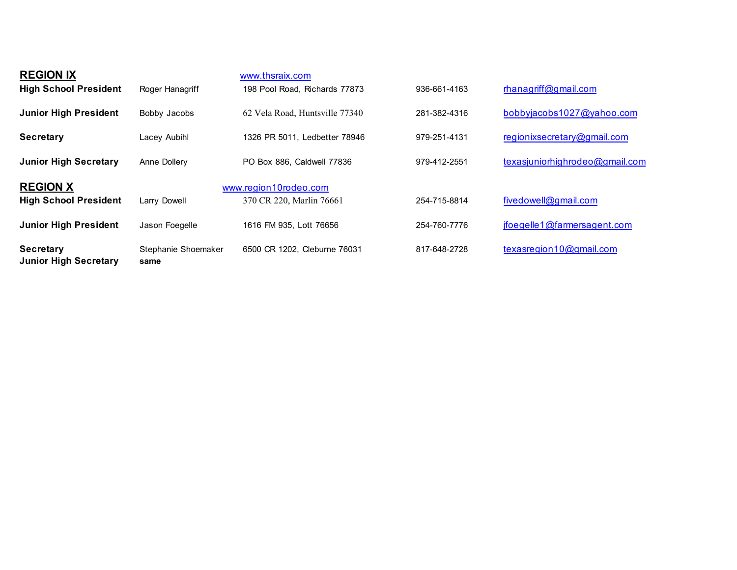## REGION IX

www.thsraix.com

| | | | | |
|---|---|---|---|---|
| **High School President** | Roger Hanagriff | 198 Pool Road, Richards 77873 | 936-661-4163 | rhanagriff@gmail.com |
| **Junior High President** | Bobby Jacobs | 62 Vela Road, Huntsville 77340 | 281-382-4316 | bobbyjacobs1027@yahoo.com |
| **Secretary** | Lacey Aubihl | 1326 PR 5011, Ledbetter 78946 | 979-251-4131 | regionixsecretary@gmail.com |
| **Junior High Secretary** | Anne Dollery | PO Box 886, Caldwell 77836 | 979-412-2551 | texasjuniorhighrodeo@gmail.com |

## REGION X

www.region10rodeo.com

| | | | | |
|---|---|---|---|---|
| **High School President** | Larry Dowell | 370 CR 220, Marlin 76661 | 254-715-8814 | fivedowell@gmail.com |
| **Junior High President** | Jason Foegelle | 1616 FM 935, Lott 76656 | 254-760-7776 | jfoegelle1@farmersagent.com |
| **Secretary** | Stephanie Shoemaker | 6500 CR 1202, Cleburne 76031 | 817-648-2728 | texasregion10@gmail.com |
| **Junior High Secretary** | **same** | | | |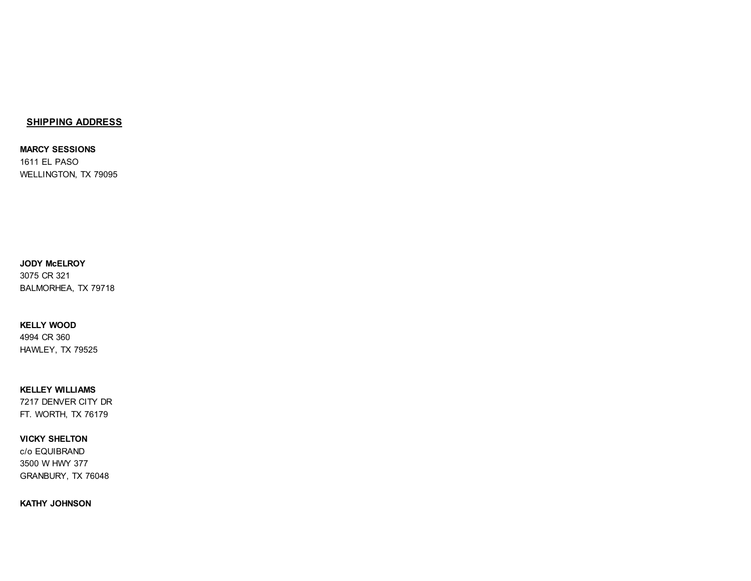**SHIPPING ADDRESS**

**MARCY SESSIONS**
1611 EL PASO
WELLINGTON, TX 79095

**JODY McELROY**
3075 CR 321
BALMORHEA, TX 79718

**KELLY WOOD**
4994 CR 360
HAWLEY, TX 79525

**KELLEY WILLIAMS**
7217 DENVER CITY DR
FT. WORTH, TX 76179

**VICKY SHELTON**
c/o EQUIBRAND
3500 W HWY 377
GRANBURY, TX 76048

**KATHY JOHNSON**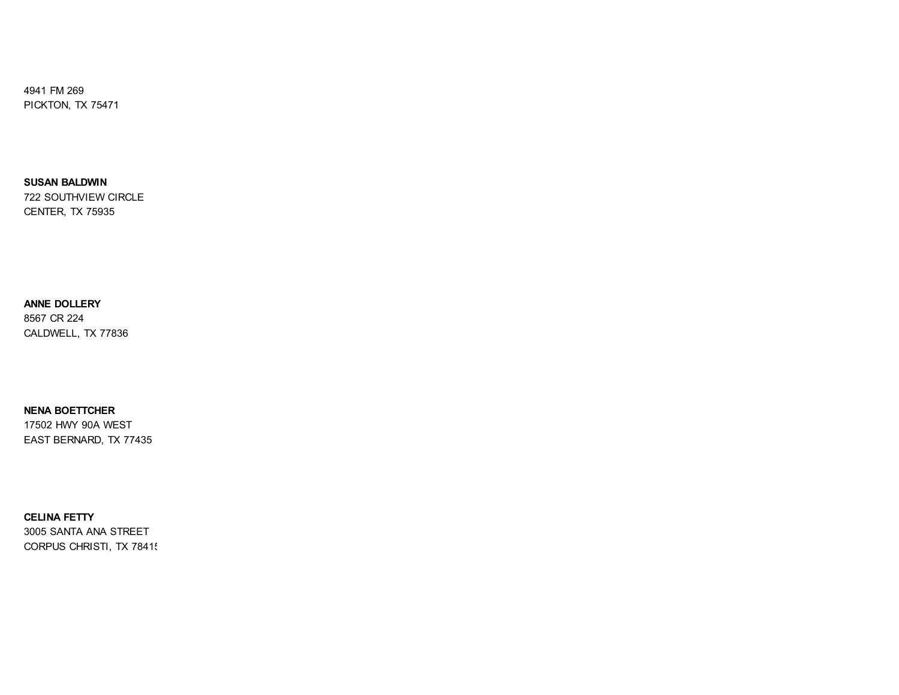4941 FM 269
PICKTON, TX 75471

**SUSAN BALDWIN**
722 SOUTHVIEW CIRCLE
CENTER, TX 75935

**ANNE DOLLERY**
8567 CR 224
CALDWELL, TX 77836

**NENA BOETTCHER**
17502 HWY 90A WEST
EAST BERNARD, TX 77435

**CELINA FETTY**
3005 SANTA ANA STREET
CORPUS CHRISTI, TX 7841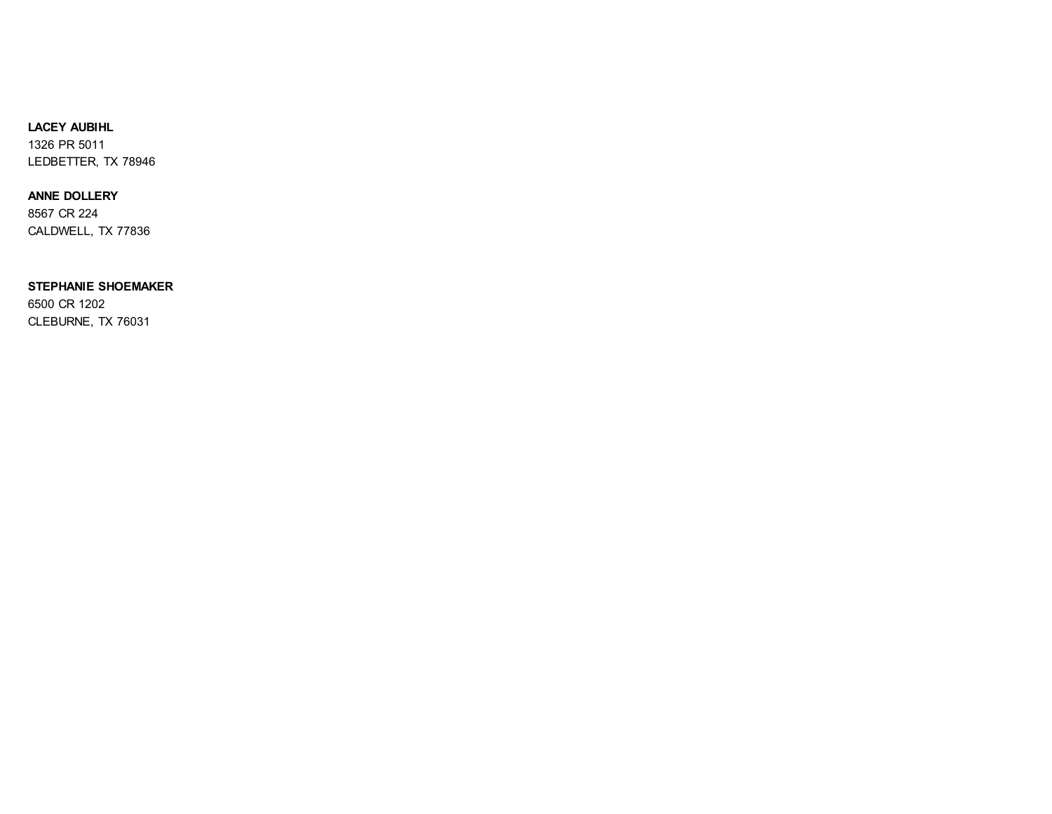**LACEY AUBIHL**
1326 PR 5011
LEDBETTER, TX 78946

**ANNE DOLLERY**
8567 CR 224
CALDWELL, TX 77836

**STEPHANIE SHOEMAKER**
6500 CR 1202
CLEBURNE, TX 76031